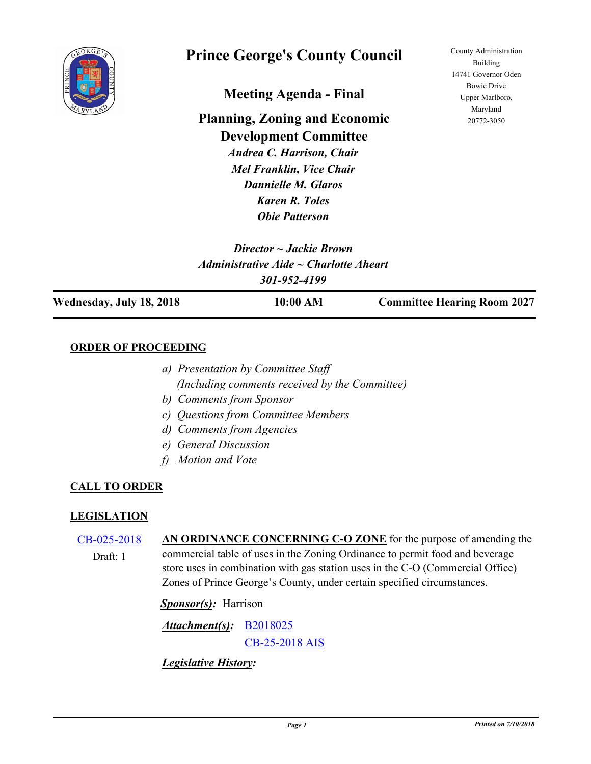# Prince George's County Council

County Administration Building
14741 Governor Oden Bowie Drive
Upper Marlboro, Maryland
20772-3050

## Meeting Agenda - Final

## Planning, Zoning and Economic Development Committee

*Andrea C. Harrison, Chair*
*Mel Franklin, Vice Chair*
*Dannielle M. Glaros*
*Karen R. Toles*
*Obie Patterson*

*Director ~ Jackie Brown*
*Administrative Aide ~ Charlotte Aheart*
*301-952-4199*

| **Wednesday, July 18, 2018** | **10:00 AM** | **Committee Hearing Room 2027** |
|---|---|---|

### ORDER OF PROCEEDING

*a) Presentation by Committee Staff*
*(Including comments received by the Committee)*
*b) Comments from Sponsor*
*c) Questions from Committee Members*
*d) Comments from Agencies*
*e) General Discussion*
*f) Motion and Vote*

### CALL TO ORDER

### LEGISLATION

CB-025-2018
Draft: 1

**AN ORDINANCE CONCERNING C-O ZONE** for the purpose of amending the commercial table of uses in the Zoning Ordinance to permit food and beverage store uses in combination with gas station uses in the C-O (Commercial Office) Zones of Prince George's County, under certain specified circumstances.

***Sponsor(s):*** Harrison

***Attachment(s):*** B2018025
CB-25-2018 AIS

***Legislative History:***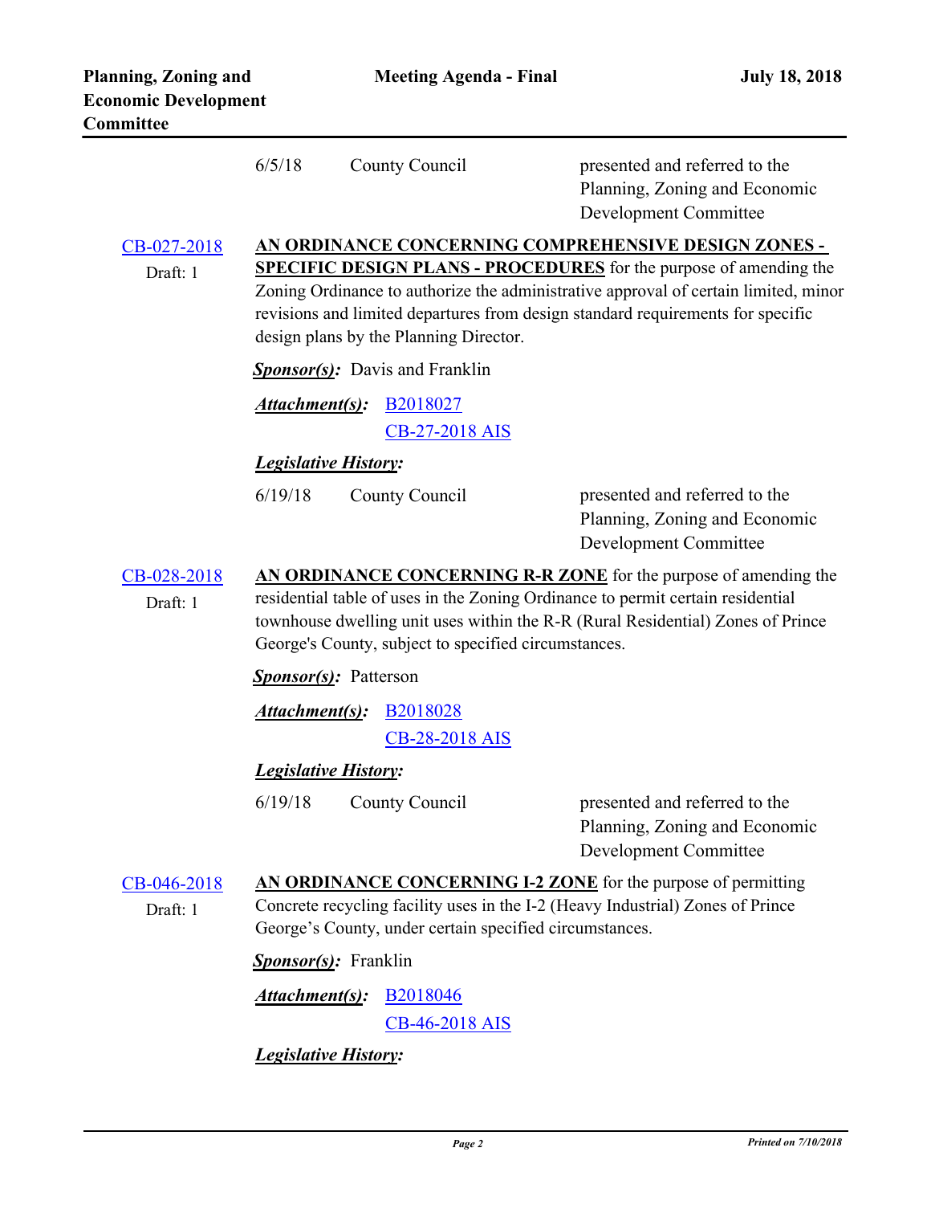| | | |
|---|---|---|
| 6/5/18 | County Council | presented and referred to the Planning, Zoning and Economic Development Committee |

**CB-027-2018**
Draft: 1

**AN ORDINANCE CONCERNING COMPREHENSIVE DESIGN ZONES - SPECIFIC DESIGN PLANS - PROCEDURES** for the purpose of amending the Zoning Ordinance to authorize the administrative approval of certain limited, minor revisions and limited departures from design standard requirements for specific design plans by the Planning Director.

***Sponsor(s):*** Davis and Franklin

***Attachment(s):*** B2018027
CB-27-2018 AIS

***Legislative History:***

| | | |
|---|---|---|
| 6/19/18 | County Council | presented and referred to the Planning, Zoning and Economic Development Committee |

**CB-028-2018**
Draft: 1

**AN ORDINANCE CONCERNING R-R ZONE** for the purpose of amending the residential table of uses in the Zoning Ordinance to permit certain residential townhouse dwelling unit uses within the R-R (Rural Residential) Zones of Prince George's County, subject to specified circumstances.

***Sponsor(s):*** Patterson

***Attachment(s):*** B2018028
CB-28-2018 AIS

***Legislative History:***

| | | |
|---|---|---|
| 6/19/18 | County Council | presented and referred to the Planning, Zoning and Economic Development Committee |

**CB-046-2018**
Draft: 1

**AN ORDINANCE CONCERNING I-2 ZONE** for the purpose of permitting Concrete recycling facility uses in the I-2 (Heavy Industrial) Zones of Prince George's County, under certain specified circumstances.

***Sponsor(s):*** Franklin

***Attachment(s):*** B2018046
CB-46-2018 AIS

***Legislative History:***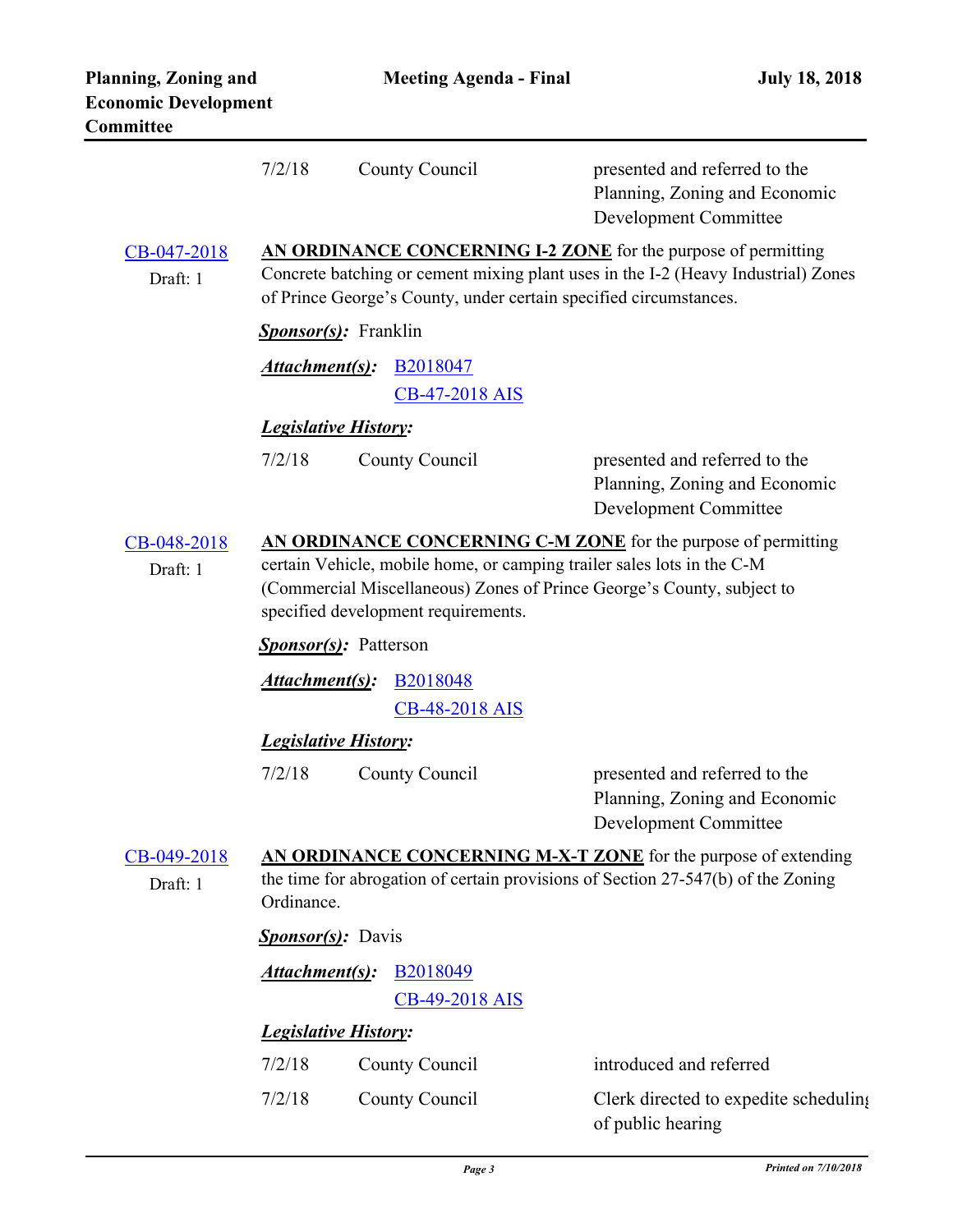| | | |
|---|---|---|
| 7/2/18 | County Council | presented and referred to the Planning, Zoning and Economic Development Committee |

[CB-047-2018](CB-047-2018)
Draft: 1

**AN ORDINANCE CONCERNING I-2 ZONE** for the purpose of permitting Concrete batching or cement mixing plant uses in the I-2 (Heavy Industrial) Zones of Prince George's County, under certain specified circumstances.

***Sponsor(s):*** Franklin

***Attachment(s):*** B2018047
CB-47-2018 AIS

***Legislative History:***

| | | |
|---|---|---|
| 7/2/18 | County Council | presented and referred to the Planning, Zoning and Economic Development Committee |

[CB-048-2018](CB-048-2018)
Draft: 1

**AN ORDINANCE CONCERNING C-M ZONE** for the purpose of permitting certain Vehicle, mobile home, or camping trailer sales lots in the C-M (Commercial Miscellaneous) Zones of Prince George's County, subject to specified development requirements.

***Sponsor(s):*** Patterson

***Attachment(s):*** B2018048
CB-48-2018 AIS

***Legislative History:***

| | | |
|---|---|---|
| 7/2/18 | County Council | presented and referred to the Planning, Zoning and Economic Development Committee |

[CB-049-2018](CB-049-2018)
Draft: 1

**AN ORDINANCE CONCERNING M-X-T ZONE** for the purpose of extending the time for abrogation of certain provisions of Section 27-547(b) of the Zoning Ordinance.

***Sponsor(s):*** Davis

***Attachment(s):*** B2018049
CB-49-2018 AIS

***Legislative History:***

| | | |
|---|---|---|
| 7/2/18 | County Council | introduced and referred |
| 7/2/18 | County Council | Clerk directed to expedite scheduling of public hearing |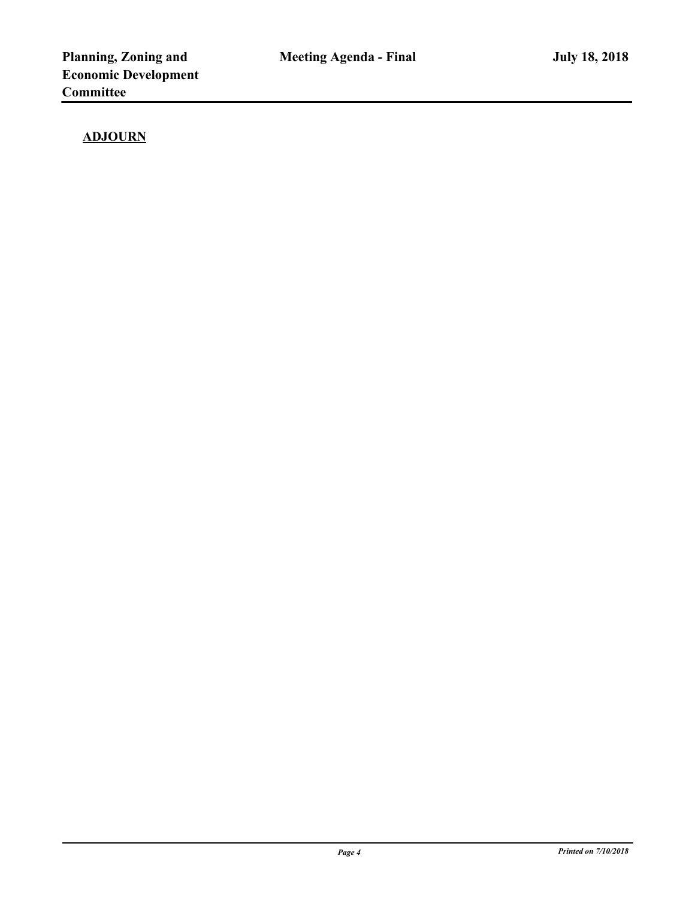**ADJOURN**